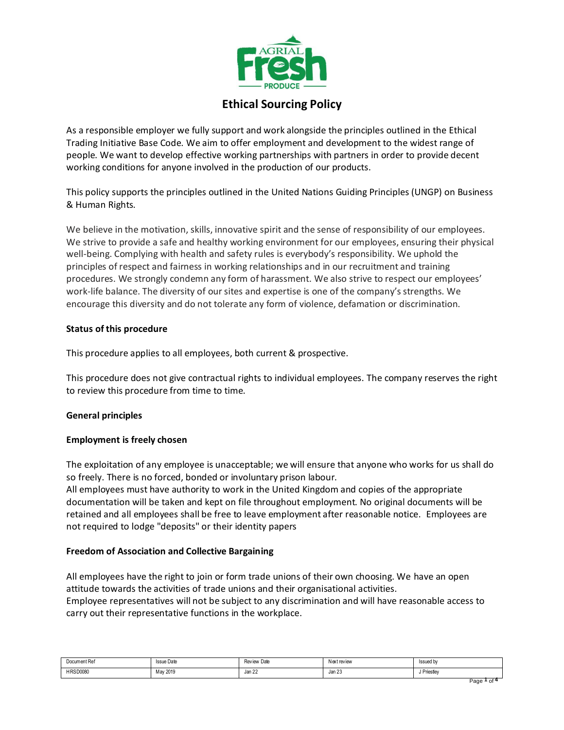# Ethical Sourcing Policy

As a responsible employer we fully support and work alongside the principles outlined in the Ethical Trading Initiative Base Code. We aim to offer employment and development to the widest range of people. We want to develop effective working partnerships with partners in order to provide decent working conditions for anyone involved in the production of our products.

This policy supports the principles outlined in the United Nations Guiding Principles (UNGP) on Business & Human Rights.

We believe in the motivation, skills, innovative spirit and the sense of responsibility of our employees. We strive to provide a safe and healthy working environment for our employees, ensuring their physical well-being. Complying with health and safety rules is everybody's responsibility. We uphold the principles of respect and fairness in working relationships and in our recruitment and training procedures. We strongly condemn any form of harassment. We also strive to respect our employees' work-life balance. The diversity of our sites and expertise is one of the company's strengths. We encourage this diversity and do not tolerate any form of violence, defamation or discrimination.

**Status of this procedure**

This procedure applies to all employees, both current & prospective.

This procedure does not give contractual rights to individual employees. The company reserves the right to review this procedure from time to time.

**General principles**

**Employment is freely chosen**

The exploitation of any employee is unacceptable; we will ensure that anyone who works for us shall do so freely. There is no forced, bonded or involuntary prison labour.
All employees must have authority to work in the United Kingdom and copies of the appropriate documentation will be taken and kept on file throughout employment. No original documents will be retained and all employees shall be free to leave employment after reasonable notice. Employees are not required to lodge "deposits" or their identity papers

**Freedom of Association and Collective Bargaining**

All employees have the right to join or form trade unions of their own choosing. We have an open attitude towards the activities of trade unions and their organisational activities.
Employee representatives will not be subject to any discrimination and will have reasonable access to carry out their representative functions in the workplace.

| Document Ref | Issue Date | Review Date | Next review | Issued by |
| --- | --- | --- | --- | --- |
| HRSD0080 | May 2019 | Jan 22 | Jan 23 | J Priestley |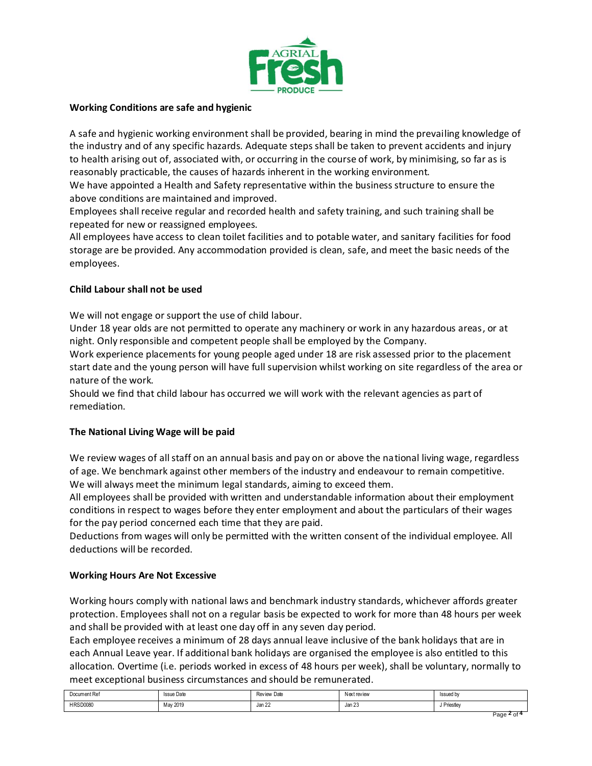## Working Conditions are safe and hygienic

A safe and hygienic working environment shall be provided, bearing in mind the prevailing knowledge of the industry and of any specific hazards. Adequate steps shall be taken to prevent accidents and injury to health arising out of, associated with, or occurring in the course of work, by minimising, so far as is reasonably practicable, the causes of hazards inherent in the working environment.
We have appointed a Health and Safety representative within the business structure to ensure the above conditions are maintained and improved.
Employees shall receive regular and recorded health and safety training, and such training shall be repeated for new or reassigned employees.
All employees have access to clean toilet facilities and to potable water, and sanitary facilities for food storage are be provided. Any accommodation provided is clean, safe, and meet the basic needs of the employees.

## Child Labour shall not be used

We will not engage or support the use of child labour.
Under 18 year olds are not permitted to operate any machinery or work in any hazardous areas, or at night. Only responsible and competent people shall be employed by the Company.
Work experience placements for young people aged under 18 are risk assessed prior to the placement start date and the young person will have full supervision whilst working on site regardless of the area or nature of the work.
Should we find that child labour has occurred we will work with the relevant agencies as part of remediation.

## The National Living Wage will be paid

We review wages of all staff on an annual basis and pay on or above the national living wage, regardless of age. We benchmark against other members of the industry and endeavour to remain competitive. We will always meet the minimum legal standards, aiming to exceed them.
All employees shall be provided with written and understandable information about their employment conditions in respect to wages before they enter employment and about the particulars of their wages for the pay period concerned each time that they are paid.
Deductions from wages will only be permitted with the written consent of the individual employee. All deductions will be recorded.

## Working Hours Are Not Excessive

Working hours comply with national laws and benchmark industry standards, whichever affords greater protection. Employees shall not on a regular basis be expected to work for more than 48 hours per week and shall be provided with at least one day off in any seven day period.
Each employee receives a minimum of 28 days annual leave inclusive of the bank holidays that are in each Annual Leave year. If additional bank holidays are organised the employee is also entitled to this allocation. Overtime (i.e. periods worked in excess of 48 hours per week), shall be voluntary, normally to meet exceptional business circumstances and should be remunerated.

| Document Ref | Issue Date | Review Date | Next review | Issued by |
| --- | --- | --- | --- | --- |
| HRSD0080 | May 2019 | Jan 22 | Jan 23 | J Priestley |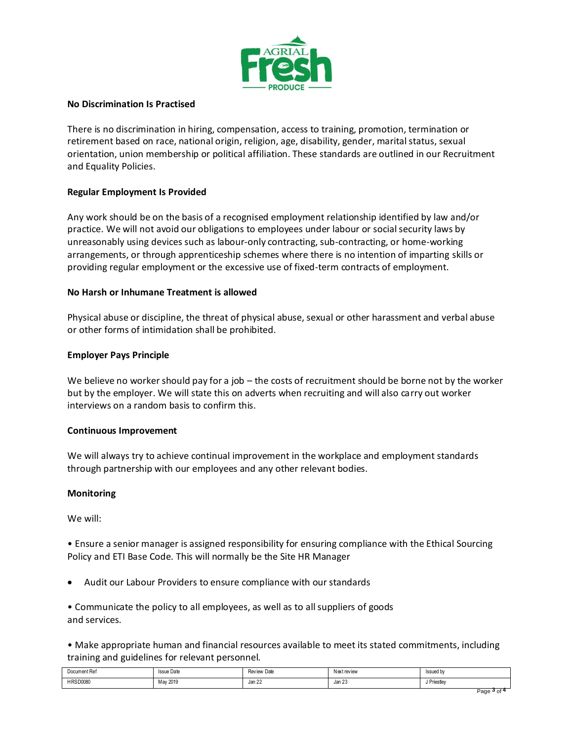**No Discrimination Is Practised**

There is no discrimination in hiring, compensation, access to training, promotion, termination or retirement based on race, national origin, religion, age, disability, gender, marital status, sexual orientation, union membership or political affiliation. These standards are outlined in our Recruitment and Equality Policies.

**Regular Employment Is Provided**

Any work should be on the basis of a recognised employment relationship identified by law and/or practice. We will not avoid our obligations to employees under labour or social security laws by unreasonably using devices such as labour-only contracting, sub-contracting, or home-working arrangements, or through apprenticeship schemes where there is no intention of imparting skills or providing regular employment or the excessive use of fixed-term contracts of employment.

**No Harsh or Inhumane Treatment is allowed**

Physical abuse or discipline, the threat of physical abuse, sexual or other harassment and verbal abuse or other forms of intimidation shall be prohibited.

**Employer Pays Principle**

We believe no worker should pay for a job – the costs of recruitment should be borne not by the worker but by the employer. We will state this on adverts when recruiting and will also carry out worker interviews on a random basis to confirm this.

**Continuous Improvement**

We will always try to achieve continual improvement in the workplace and employment standards through partnership with our employees and any other relevant bodies.

**Monitoring**

We will:

- Ensure a senior manager is assigned responsibility for ensuring compliance with the Ethical Sourcing Policy and ETI Base Code. This will normally be the Site HR Manager
- Audit our Labour Providers to ensure compliance with our standards
- Communicate the policy to all employees, as well as to all suppliers of goods and services.
- Make appropriate human and financial resources available to meet its stated commitments, including training and guidelines for relevant personnel.

| Document Ref | Issue Date | Review Date | Next review | Issued by |
|---|---|---|---|---|
| HRSD0080 | May 2019 | Jan 22 | Jan 23 | J Priestley |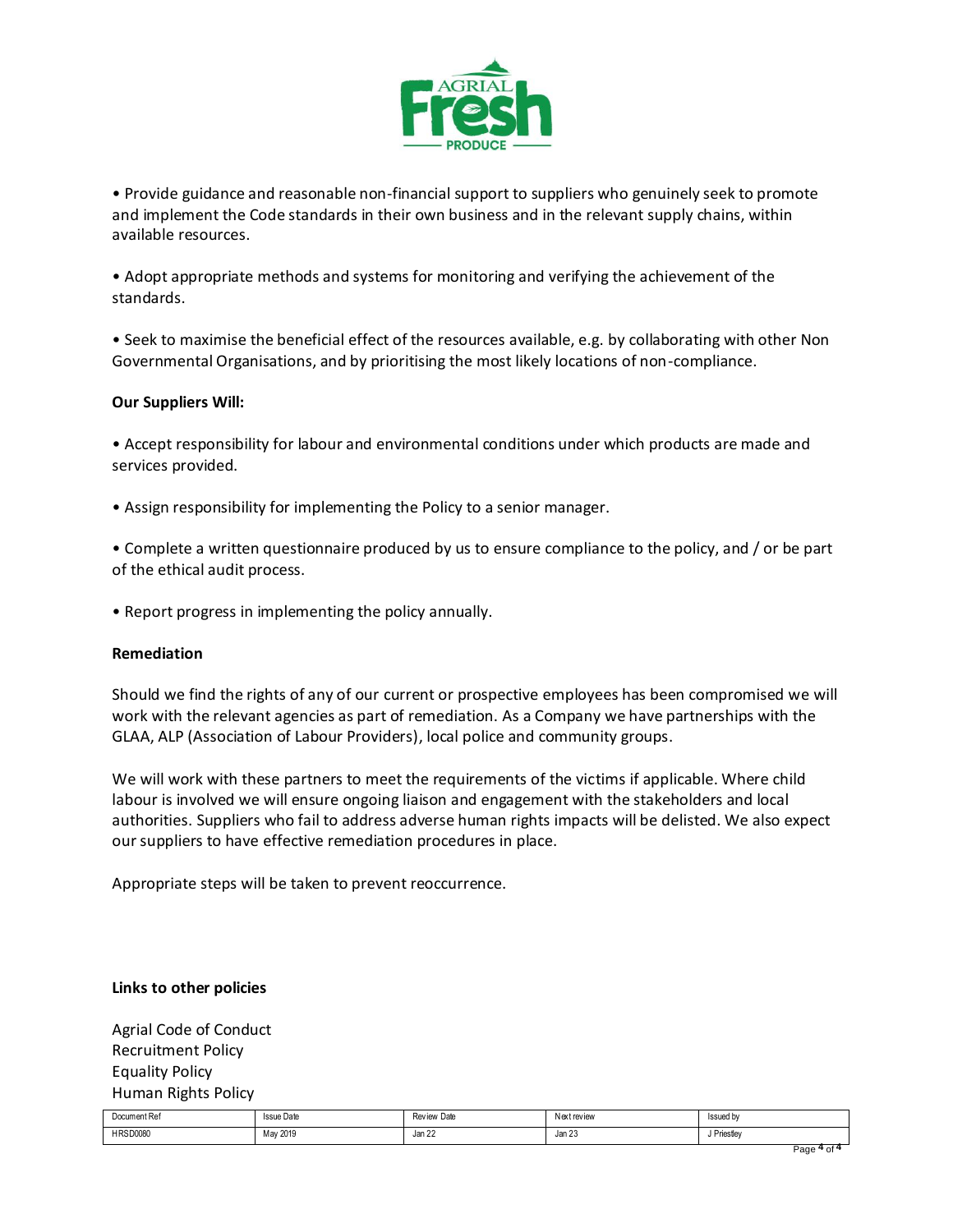• Provide guidance and reasonable non-financial support to suppliers who genuinely seek to promote and implement the Code standards in their own business and in the relevant supply chains, within available resources.

• Adopt appropriate methods and systems for monitoring and verifying the achievement of the standards.

• Seek to maximise the beneficial effect of the resources available, e.g. by collaborating with other Non Governmental Organisations, and by prioritising the most likely locations of non-compliance.

**Our Suppliers Will:**

• Accept responsibility for labour and environmental conditions under which products are made and services provided.

• Assign responsibility for implementing the Policy to a senior manager.

• Complete a written questionnaire produced by us to ensure compliance to the policy, and / or be part of the ethical audit process.

• Report progress in implementing the policy annually.

**Remediation**

Should we find the rights of any of our current or prospective employees has been compromised we will work with the relevant agencies as part of remediation. As a Company we have partnerships with the GLAA, ALP (Association of Labour Providers), local police and community groups.

We will work with these partners to meet the requirements of the victims if applicable. Where child labour is involved we will ensure ongoing liaison and engagement with the stakeholders and local authorities. Suppliers who fail to address adverse human rights impacts will be delisted. We also expect our suppliers to have effective remediation procedures in place.

Appropriate steps will be taken to prevent reoccurrence.

**Links to other policies**

Agrial Code of Conduct
Recruitment Policy
Equality Policy
Human Rights Policy

| Document Ref | Issue Date | Review Date | Next review | Issued by |
|---|---|---|---|---|
| HRSD0080 | May 2019 | Jan 22 | Jan 23 | J Priestley |